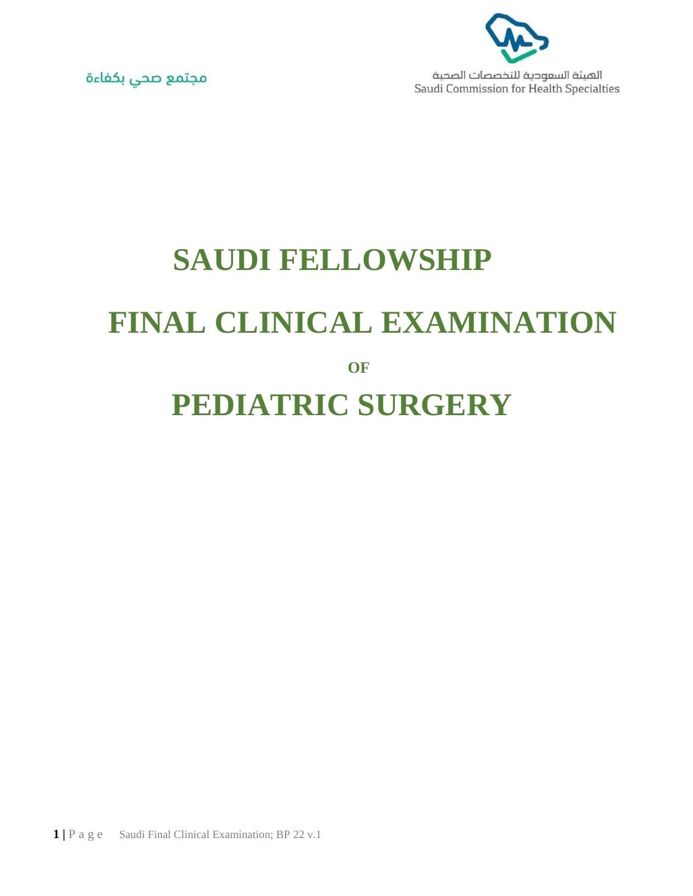مجتمع صحي بكفاءة

الهيئة السعودية للتخصصات الصحية
Saudi Commission for Health Specialties

# SAUDI FELLOWSHIP

# FINAL CLINICAL EXAMINATION

**OF**

# PEDIATRIC SURGERY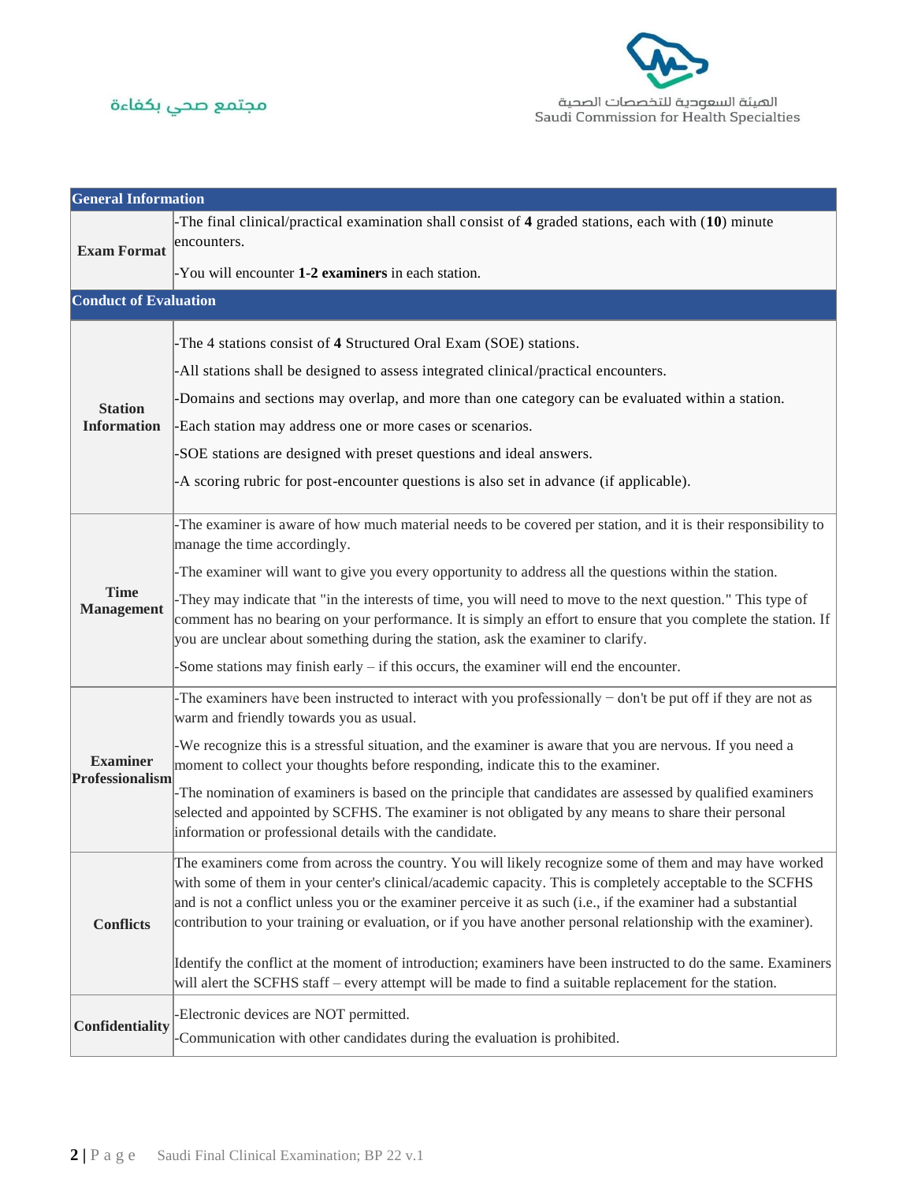| General Information | |
|---|---|
| **Exam Format** | -The final clinical/practical examination shall consist of **4** graded stations, each with (**10**) minute encounters.<br><br>-You will encounter **1-2 examiners** in each station. |
| **Conduct of Evaluation** | |
| **Station Information** | -The 4 stations consist of **4** Structured Oral Exam (SOE) stations.<br><br>-All stations shall be designed to assess integrated clinical/practical encounters.<br><br>-Domains and sections may overlap, and more than one category can be evaluated within a station.<br><br>-Each station may address one or more cases or scenarios.<br><br>-SOE stations are designed with preset questions and ideal answers.<br><br>-A scoring rubric for post-encounter questions is also set in advance (if applicable). |
| **Time Management** | -The examiner is aware of how much material needs to be covered per station, and it is their responsibility to manage the time accordingly.<br><br>-The examiner will want to give you every opportunity to address all the questions within the station.<br><br>-They may indicate that "in the interests of time, you will need to move to the next question." This type of comment has no bearing on your performance. It is simply an effort to ensure that you complete the station. If you are unclear about something during the station, ask the examiner to clarify.<br><br>-Some stations may finish early – if this occurs, the examiner will end the encounter. |
| **Examiner Professionalism** | -The examiners have been instructed to interact with you professionally − don't be put off if they are not as warm and friendly towards you as usual.<br><br>-We recognize this is a stressful situation, and the examiner is aware that you are nervous. If you need a moment to collect your thoughts before responding, indicate this to the examiner.<br><br>-The nomination of examiners is based on the principle that candidates are assessed by qualified examiners selected and appointed by SCFHS. The examiner is not obligated by any means to share their personal information or professional details with the candidate. |
| **Conflicts** | The examiners come from across the country. You will likely recognize some of them and may have worked with some of them in your center's clinical/academic capacity. This is completely acceptable to the SCFHS and is not a conflict unless you or the examiner perceive it as such (i.e., if the examiner had a substantial contribution to your training or evaluation, or if you have another personal relationship with the examiner).<br><br>Identify the conflict at the moment of introduction; examiners have been instructed to do the same. Examiners will alert the SCFHS staff – every attempt will be made to find a suitable replacement for the station. |
| **Confidentiality** | -Electronic devices are NOT permitted.<br>-Communication with other candidates during the evaluation is prohibited. |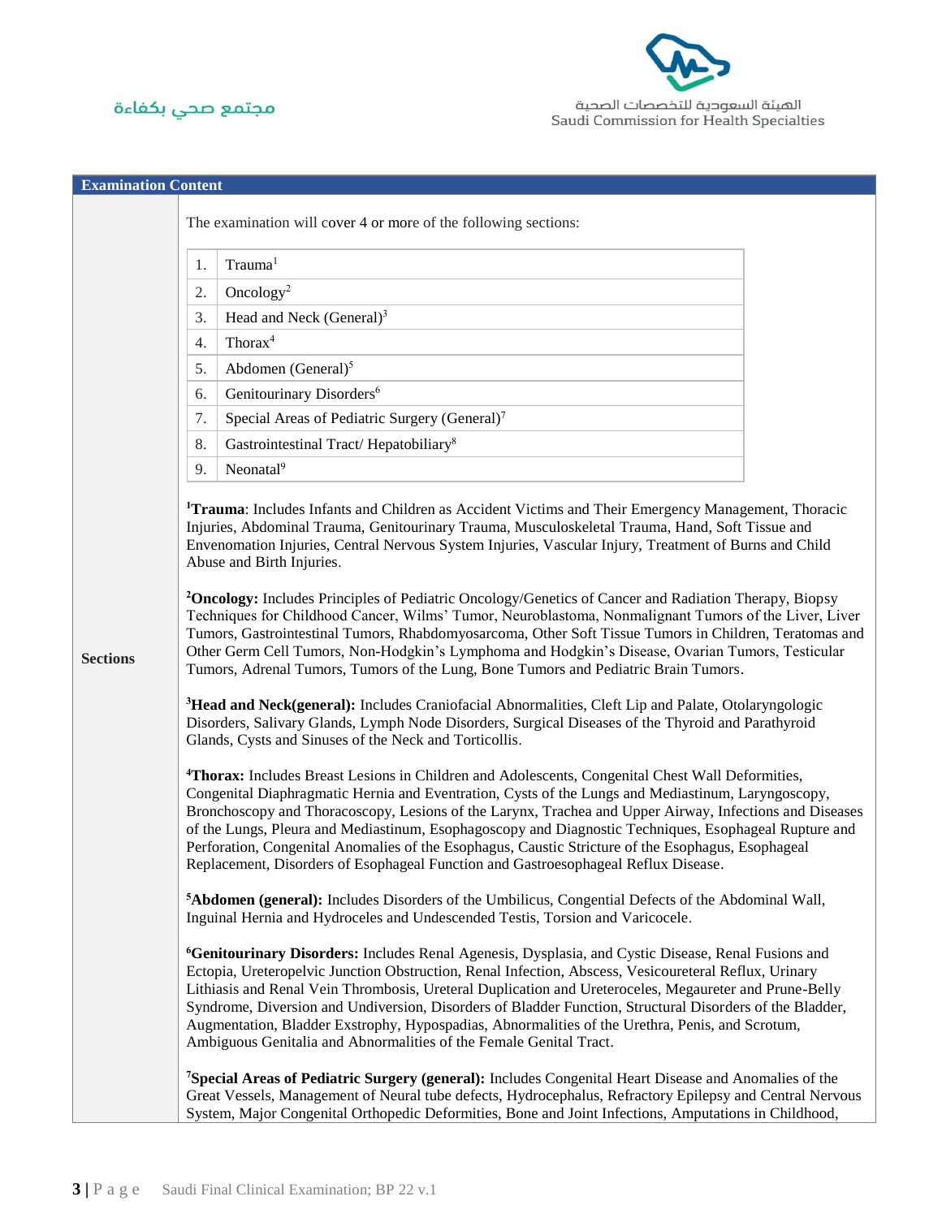| Examination Content | |
|---|---|
| **Sections** | The examination will cover 4 or more of the following sections: |

| | |
|---|---|
| 1. | Trauma[1] |
| 2. | Oncology[2] |
| 3. | Head and Neck (General)[3] |
| 4. | Thorax[4] |
| 5. | Abdomen (General)[5] |
| 6. | Genitourinary Disorders[6] |
| 7. | Special Areas of Pediatric Surgery (General)[7] |
| 8. | Gastrointestinal Tract/ Hepatobiliary[8] |
| 9. | Neonatal[9] |

[1]**Trauma**: Includes Infants and Children as Accident Victims and Their Emergency Management, Thoracic Injuries, Abdominal Trauma, Genitourinary Trauma, Musculoskeletal Trauma, Hand, Soft Tissue and Envenomation Injuries, Central Nervous System Injuries, Vascular Injury, Treatment of Burns and Child Abuse and Birth Injuries.

[2]**Oncology:** Includes Principles of Pediatric Oncology/Genetics of Cancer and Radiation Therapy, Biopsy Techniques for Childhood Cancer, Wilms' Tumor, Neuroblastoma, Nonmalignant Tumors of the Liver, Liver Tumors, Gastrointestinal Tumors, Rhabdomyosarcoma, Other Soft Tissue Tumors in Children, Teratomas and Other Germ Cell Tumors, Non-Hodgkin's Lymphoma and Hodgkin's Disease, Ovarian Tumors, Testicular Tumors, Adrenal Tumors, Tumors of the Lung, Bone Tumors and Pediatric Brain Tumors.

[3]**Head and Neck(general):** Includes Craniofacial Abnormalities, Cleft Lip and Palate, Otolaryngologic Disorders, Salivary Glands, Lymph Node Disorders, Surgical Diseases of the Thyroid and Parathyroid Glands, Cysts and Sinuses of the Neck and Torticollis.

[4]**Thorax:** Includes Breast Lesions in Children and Adolescents, Congenital Chest Wall Deformities, Congenital Diaphragmatic Hernia and Eventration, Cysts of the Lungs and Mediastinum, Laryngoscopy, Bronchoscopy and Thoracoscopy, Lesions of the Larynx, Trachea and Upper Airway, Infections and Diseases of the Lungs, Pleura and Mediastinum, Esophagoscopy and Diagnostic Techniques, Esophageal Rupture and Perforation, Congenital Anomalies of the Esophagus, Caustic Stricture of the Esophagus, Esophageal Replacement, Disorders of Esophageal Function and Gastroesophageal Reflux Disease.

[5]**Abdomen (general):** Includes Disorders of the Umbilicus, Congential Defects of the Abdominal Wall, Inguinal Hernia and Hydroceles and Undescended Testis, Torsion and Varicocele.

[6]**Genitourinary Disorders:** Includes Renal Agenesis, Dysplasia, and Cystic Disease, Renal Fusions and Ectopia, Ureteropelvic Junction Obstruction, Renal Infection, Abscess, Vesicoureteral Reflux, Urinary Lithiasis and Renal Vein Thrombosis, Ureteral Duplication and Ureteroceles, Megaureter and Prune-Belly Syndrome, Diversion and Undiversion, Disorders of Bladder Function, Structural Disorders of the Bladder, Augmentation, Bladder Exstrophy, Hypospadias, Abnormalities of the Urethra, Penis, and Scrotum, Ambiguous Genitalia and Abnormalities of the Female Genital Tract.

[7]**Special Areas of Pediatric Surgery (general):** Includes Congenital Heart Disease and Anomalies of the Great Vessels, Management of Neural tube defects, Hydrocephalus, Refractory Epilepsy and Central Nervous System, Major Congenital Orthopedic Deformities, Bone and Joint Infections, Amputations in Childhood,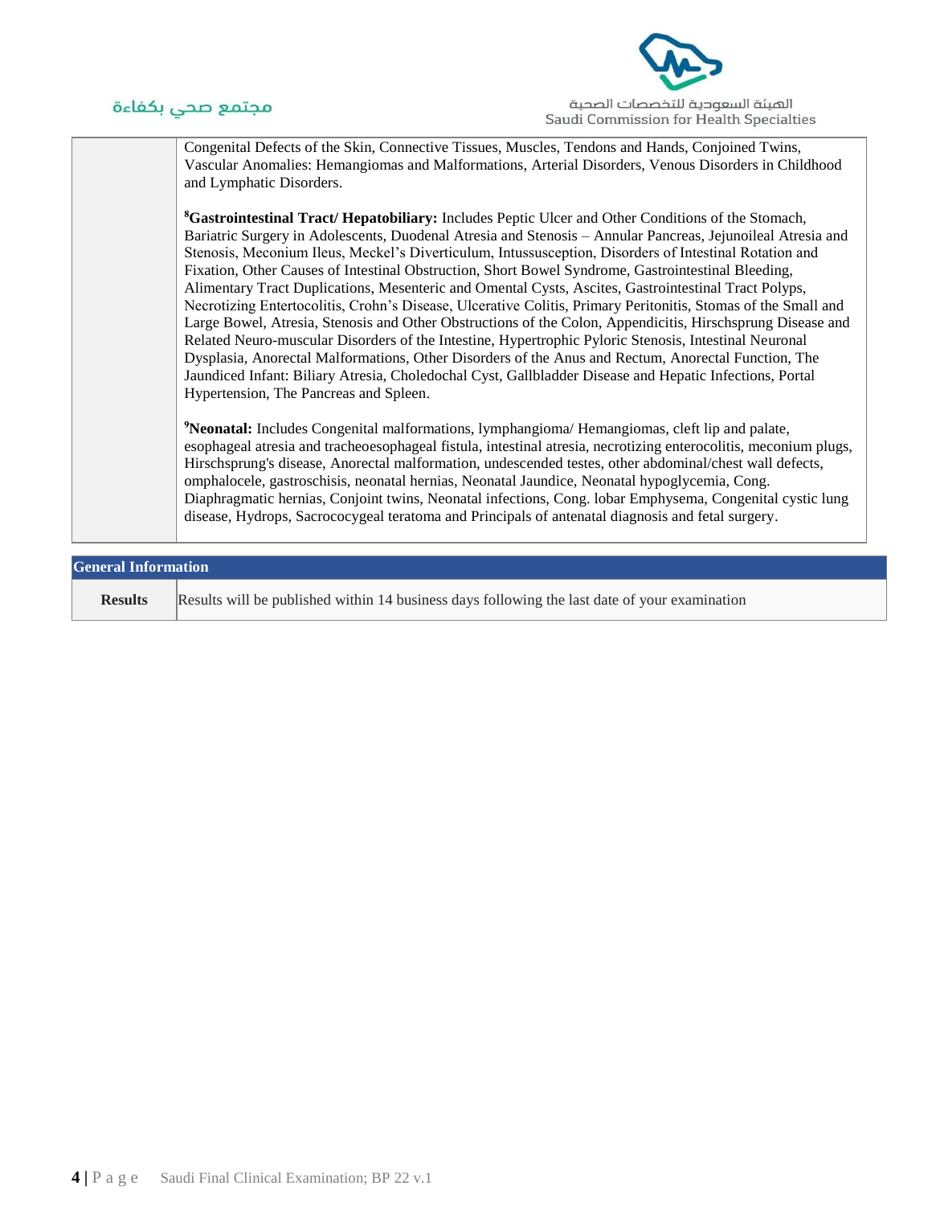| | |
|---|---|
| | Congenital Defects of the Skin, Connective Tissues, Muscles, Tendons and Hands, Conjoined Twins, Vascular Anomalies: Hemangiomas and Malformations, Arterial Disorders, Venous Disorders in Childhood and Lymphatic Disorders.<br><br>[8]**Gastrointestinal Tract/ Hepatobiliary:** Includes Peptic Ulcer and Other Conditions of the Stomach, Bariatric Surgery in Adolescents, Duodenal Atresia and Stenosis – Annular Pancreas, Jejunoileal Atresia and Stenosis, Meconium Ileus, Meckel's Diverticulum, Intussusception, Disorders of Intestinal Rotation and Fixation, Other Causes of Intestinal Obstruction, Short Bowel Syndrome, Gastrointestinal Bleeding, Alimentary Tract Duplications, Mesenteric and Omental Cysts, Ascites, Gastrointestinal Tract Polyps, Necrotizing Entertocolitis, Crohn's Disease, Ulcerative Colitis, Primary Peritonitis, Stomas of the Small and Large Bowel, Atresia, Stenosis and Other Obstructions of the Colon, Appendicitis, Hirschsprung Disease and Related Neuro-muscular Disorders of the Intestine, Hypertrophic Pyloric Stenosis, Intestinal Neuronal Dysplasia, Anorectal Malformations, Other Disorders of the Anus and Rectum, Anorectal Function, The Jaundiced Infant: Biliary Atresia, Choledochal Cyst, Gallbladder Disease and Hepatic Infections, Portal Hypertension, The Pancreas and Spleen.<br><br>[9]**Neonatal:** Includes Congenital malformations, lymphangioma/ Hemangiomas, cleft lip and palate, esophageal atresia and tracheoesophageal fistula, intestinal atresia, necrotizing enterocolitis, meconium plugs, Hirschsprung's disease, Anorectal malformation, undescended testes, other abdominal/chest wall defects, omphalocele, gastroschisis, neonatal hernias, Neonatal Jaundice, Neonatal hypoglycemia, Cong. Diaphragmatic hernias, Conjoint twins, Neonatal infections, Cong. lobar Emphysema, Congenital cystic lung disease, Hydrops, Sacrococygeal teratoma and Principals of antenatal diagnosis and fetal surgery. |

| General Information | |
|---|---|
| **Results** | Results will be published within 14 business days following the last date of your examination |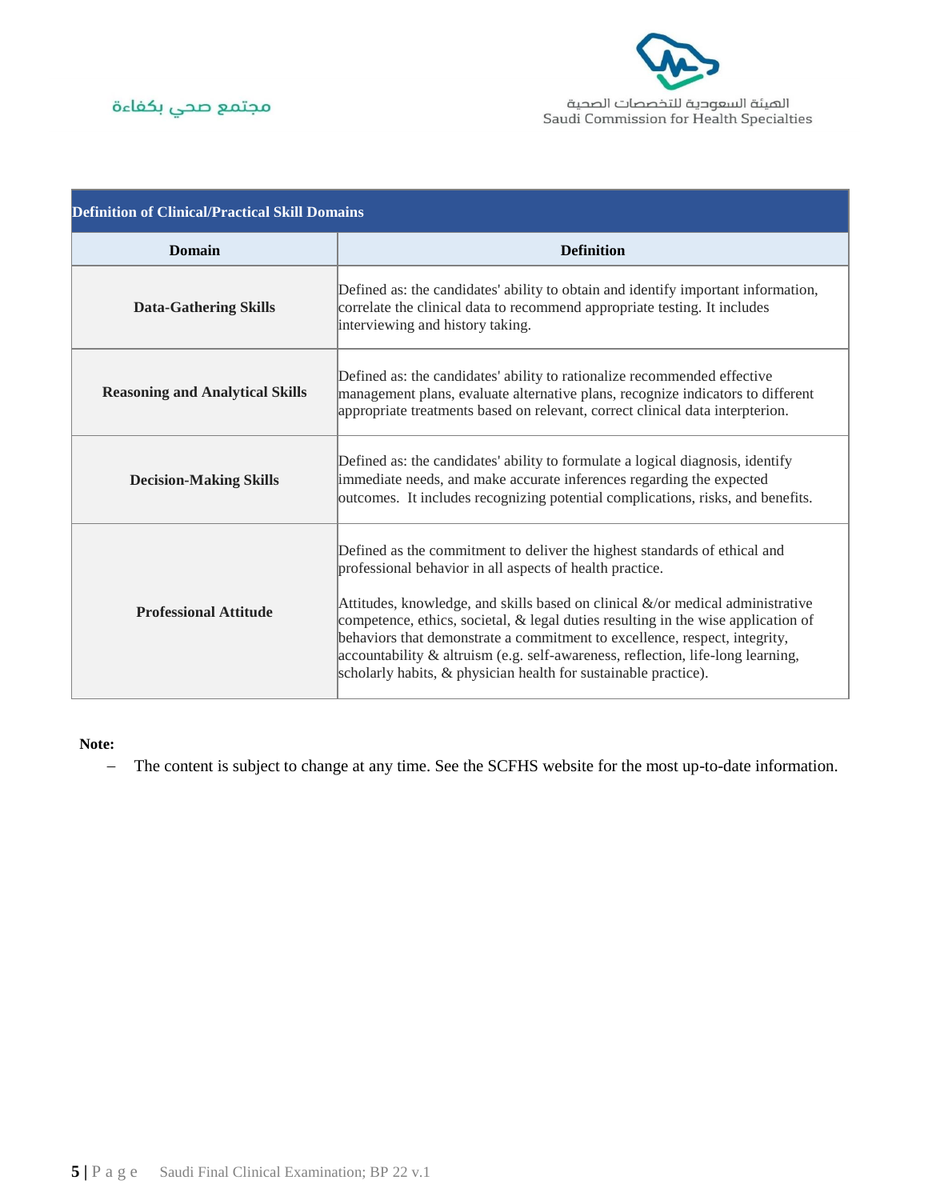| Definition of Clinical/Practical Skill Domains | |
|---|---|
| **Domain** | **Definition** |
| **Data-Gathering Skills** | Defined as: the candidates' ability to obtain and identify important information, correlate the clinical data to recommend appropriate testing. It includes interviewing and history taking. |
| **Reasoning and Analytical Skills** | Defined as: the candidates' ability to rationalize recommended effective management plans, evaluate alternative plans, recognize indicators to different appropriate treatments based on relevant, correct clinical data interpterion. |
| **Decision-Making Skills** | Defined as: the candidates' ability to formulate a logical diagnosis, identify immediate needs, and make accurate inferences regarding the expected outcomes. It includes recognizing potential complications, risks, and benefits. |
| **Professional Attitude** | Defined as the commitment to deliver the highest standards of ethical and professional behavior in all aspects of health practice.<br><br>Attitudes, knowledge, and skills based on clinical &/or medical administrative competence, ethics, societal, & legal duties resulting in the wise application of behaviors that demonstrate a commitment to excellence, respect, integrity, accountability & altruism (e.g. self-awareness, reflection, life-long learning, scholarly habits, & physician health for sustainable practice). |

**Note:**

- The content is subject to change at any time. See the SCFHS website for the most up-to-date information.